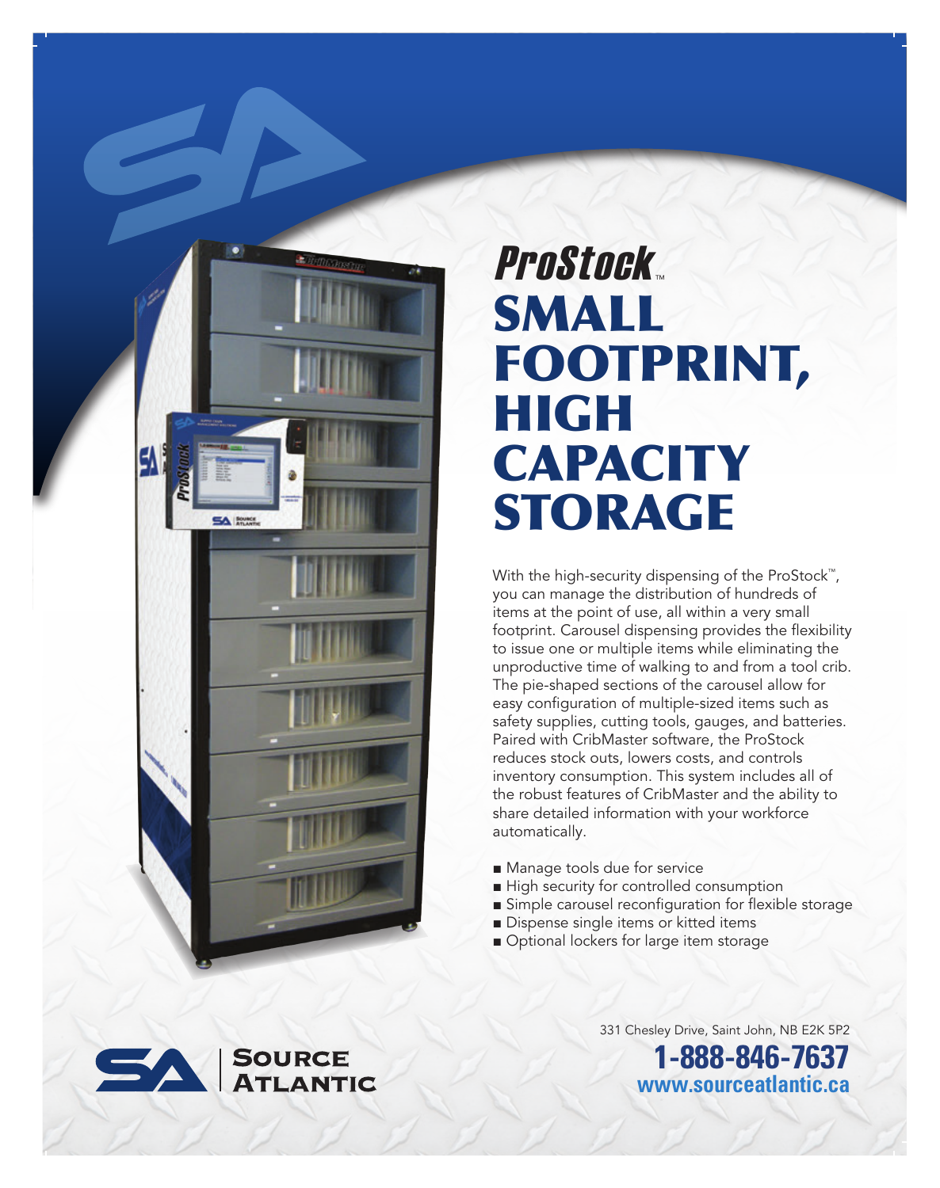# ProStock™

# SMALL FOOTPRINT, HIGH CAPACITY STORAGE

With the high-security dispensing of the ProStock™, you can manage the distribution of hundreds of items at the point of use, all within a very small footprint. Carousel dispensing provides the flexibility to issue one or multiple items while eliminating the unproductive time of walking to and from a tool crib. The pie-shaped sections of the carousel allow for easy configuration of multiple-sized items such as safety supplies, cutting tools, gauges, and batteries. Paired with CribMaster software, the ProStock reduces stock outs, lowers costs, and controls inventory consumption. This system includes all of the robust features of CribMaster and the ability to share detailed information with your workforce automatically.

- Manage tools due for service
- High security for controlled consumption
- Simple carousel reconfiguration for flexible storage
- Dispense single items or kitted items
- Optional lockers for large item storage

**SOURCE ATLANTIC**

331 Chesley Drive, Saint John, NB E2K 5P2

**1-888-846-7637**

**www.sourceatlantic.ca**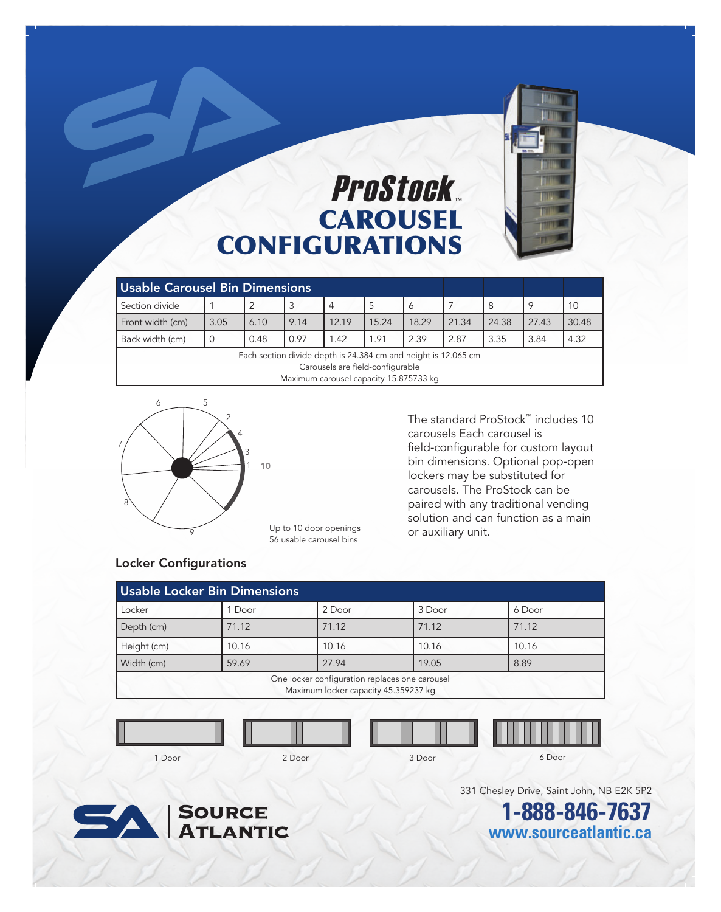# ProStock™ CAROUSEL CONFIGURATIONS

| Usable Carousel Bin Dimensions | | | | | | | | | | |
|---|---|---|---|---|---|---|---|---|---|---|
| Section divide | 1 | 2 | 3 | 4 | 5 | 6 | 7 | 8 | 9 | 10 |
| Front width (cm) | 3.05 | 6.10 | 9.14 | 12.19 | 15.24 | 18.29 | 21.34 | 24.38 | 27.43 | 30.48 |
| Back width (cm) | 0 | 0.48 | 0.97 | 1.42 | 1.91 | 2.39 | 2.87 | 3.35 | 3.84 | 4.32 |

Each section divide depth is 24.384 cm and height is 12.065 cm
Carousels are field-configurable
Maximum carousel capacity 15.875733 kg

Up to 10 door openings
56 usable carousel bins

The standard ProStock™ includes 10 carousels Each carousel is field-configurable for custom layout bin dimensions. Optional pop-open lockers may be substituted for carousels. The ProStock can be paired with any traditional vending solution and can function as a main or auxiliary unit.

## Locker Configurations

| Usable Locker Bin Dimensions | | | | |
|---|---|---|---|---|
| Locker | 1 Door | 2 Door | 3 Door | 6 Door |
| Depth (cm) | 71.12 | 71.12 | 71.12 | 71.12 |
| Height (cm) | 10.16 | 10.16 | 10.16 | 10.16 |
| Width (cm) | 59.69 | 27.94 | 19.05 | 8.89 |

One locker configuration replaces one carousel
Maximum locker capacity 45.359237 kg

1 Door    2 Door    3 Door    6 Door

Source Atlantic

331 Chesley Drive, Saint John, NB E2K 5P2

**1-888-846-7637**

**www.sourceatlantic.ca**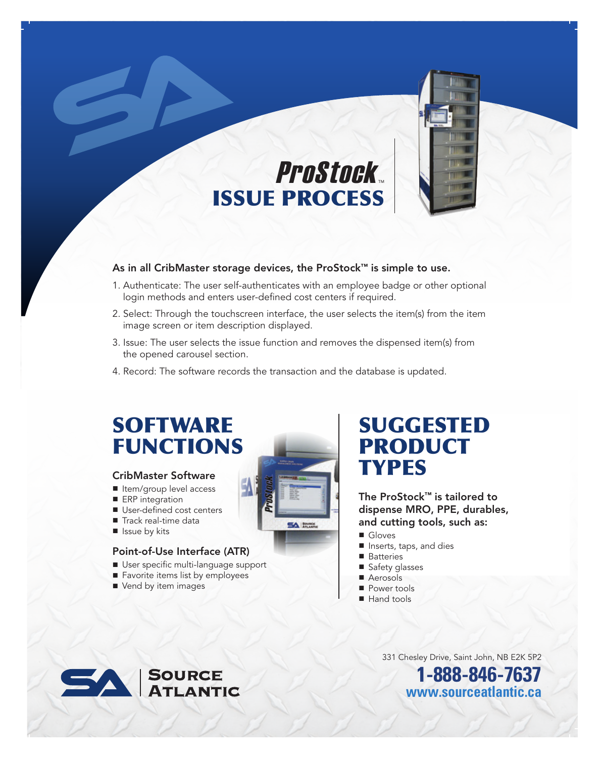# ProStock™ ISSUE PROCESS

**As in all CribMaster storage devices, the ProStock™ is simple to use.**

1. Authenticate: The user self-authenticates with an employee badge or other optional login methods and enters user-defined cost centers if required.
2. Select: Through the touchscreen interface, the user selects the item(s) from the item image screen or item description displayed.
3. Issue: The user selects the issue function and removes the dispensed item(s) from the opened carousel section.
4. Record: The software records the transaction and the database is updated.

## SOFTWARE FUNCTIONS

### CribMaster Software

- Item/group level access
- ERP integration
- User-defined cost centers
- Track real-time data
- Issue by kits

### Point-of-Use Interface (ATR)

- User specific multi-language support
- Favorite items list by employees
- Vend by item images

## SUGGESTED PRODUCT TYPES

**The ProStock™ is tailored to dispense MRO, PPE, durables, and cutting tools, such as:**

- Gloves
- Inserts, taps, and dies
- Batteries
- Safety glasses
- Aerosols
- Power tools
- Hand tools

SOURCE ATLANTIC

331 Chesley Drive, Saint John, NB E2K 5P2

**1-888-846-7637**

**www.sourceatlantic.ca**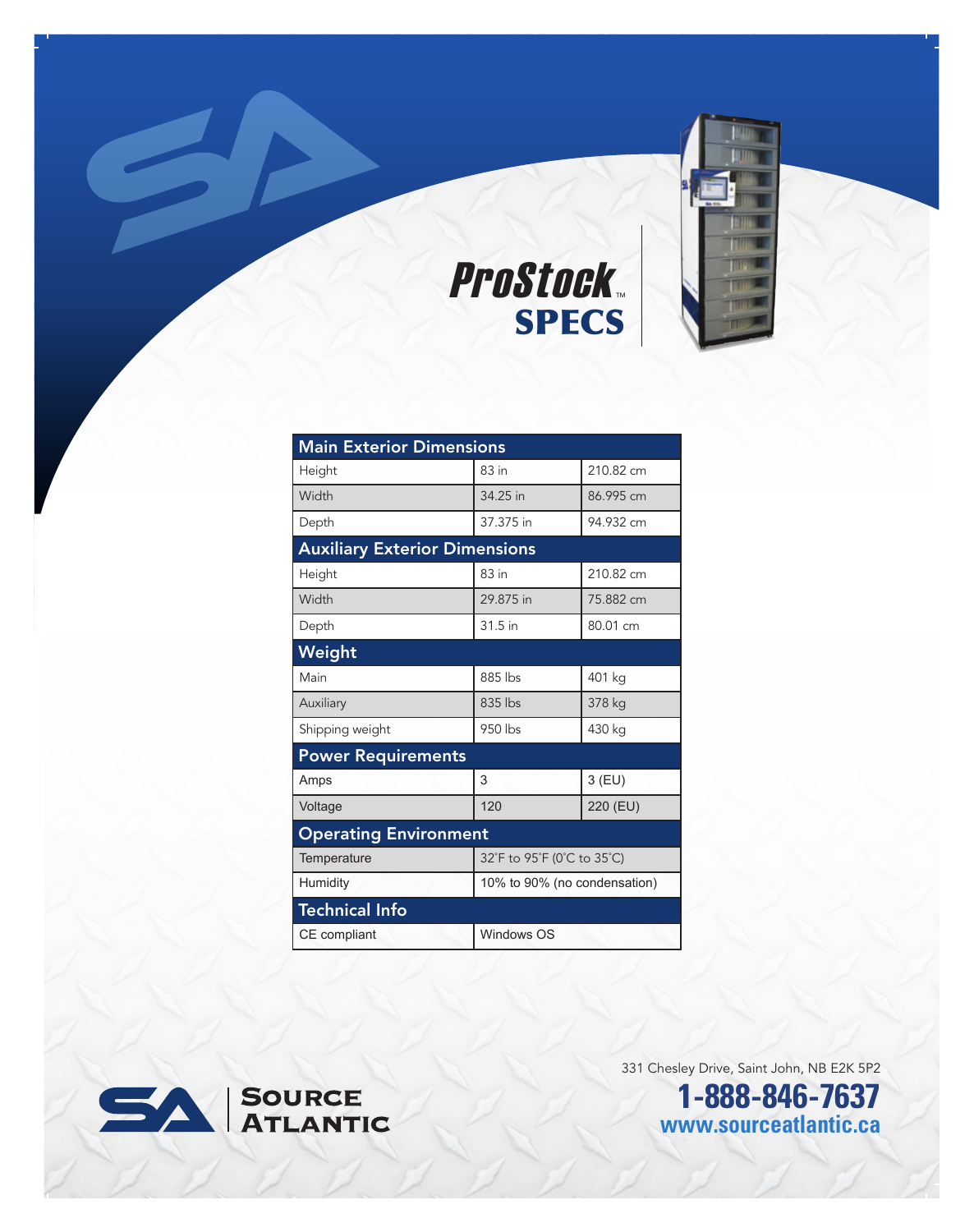# ProStock™ SPECS

| | | |
|---|---|---|
| **Main Exterior Dimensions** | | |
| Height | 83 in | 210.82 cm |
| Width | 34.25 in | 86.995 cm |
| Depth | 37.375 in | 94.932 cm |
| **Auxiliary Exterior Dimensions** | | |
| Height | 83 in | 210.82 cm |
| Width | 29.875 in | 75.882 cm |
| Depth | 31.5 in | 80.01 cm |
| **Weight** | | |
| Main | 885 lbs | 401 kg |
| Auxiliary | 835 lbs | 378 kg |
| Shipping weight | 950 lbs | 430 kg |
| **Power Requirements** | | |
| Amps | 3 | 3 (EU) |
| Voltage | 120 | 220 (EU) |
| **Operating Environment** | | |
| Temperature | 32˚F to 95˚F (0˚C to 35˚C) | |
| Humidity | 10% to 90% (no condensation) | |
| **Technical Info** | | |
| CE compliant | Windows OS | |

SOURCE ATLANTIC

331 Chesley Drive, Saint John, NB E2K 5P2

**1-888-846-7637**

**www.sourceatlantic.ca**